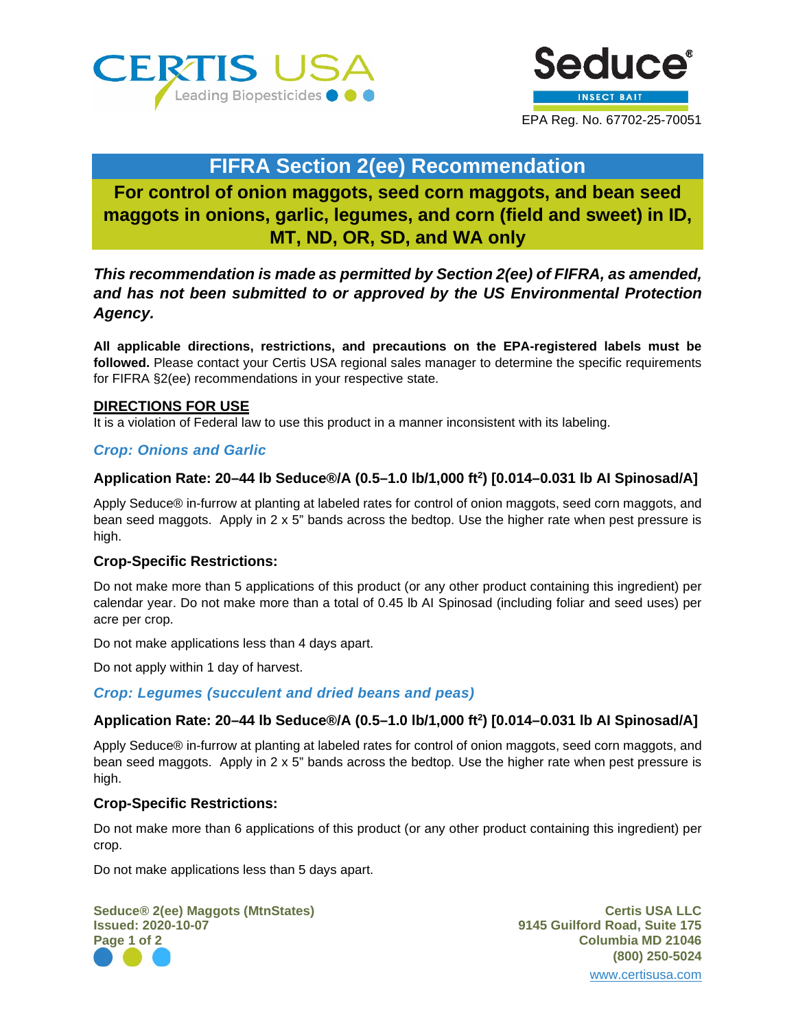CERTIS USA
Leading Biopesticides

**Seduce®**
INSECT BAIT

EPA Reg. No. 67702-25-70051

# FIFRA Section 2(ee) Recommendation

## For control of onion maggots, seed corn maggots, and bean seed maggots in onions, garlic, legumes, and corn (field and sweet) in ID, MT, ND, OR, SD, and WA only

***This recommendation is made as permitted by Section 2(ee) of FIFRA, as amended, and has not been submitted to or approved by the US Environmental Protection Agency.***

**All applicable directions, restrictions, and precautions on the EPA-registered labels must be followed.** Please contact your Certis USA regional sales manager to determine the specific requirements for FIFRA §2(ee) recommendations in your respective state.

**DIRECTIONS FOR USE**

It is a violation of Federal law to use this product in a manner inconsistent with its labeling.

### *Crop: Onions and Garlic*

**Application Rate: 20–44 lb Seduce®/A (0.5–1.0 lb/1,000 ft$^2$) [0.014–0.031 lb AI Spinosad/A]**

Apply Seduce® in-furrow at planting at labeled rates for control of onion maggots, seed corn maggots, and bean seed maggots. Apply in 2 x 5" bands across the bedtop. Use the higher rate when pest pressure is high.

**Crop-Specific Restrictions:**

Do not make more than 5 applications of this product (or any other product containing this ingredient) per calendar year. Do not make more than a total of 0.45 lb AI Spinosad (including foliar and seed uses) per acre per crop.

Do not make applications less than 4 days apart.

Do not apply within 1 day of harvest.

### *Crop: Legumes (succulent and dried beans and peas)*

**Application Rate: 20–44 lb Seduce®/A (0.5–1.0 lb/1,000 ft$^2$) [0.014–0.031 lb AI Spinosad/A]**

Apply Seduce® in-furrow at planting at labeled rates for control of onion maggots, seed corn maggots, and bean seed maggots. Apply in 2 x 5" bands across the bedtop. Use the higher rate when pest pressure is high.

**Crop-Specific Restrictions:**

Do not make more than 6 applications of this product (or any other product containing this ingredient) per crop.

Do not make applications less than 5 days apart.

**Seduce® 2(ee) Maggots (MtnStates)**
**Issued: 2020-10-07**

**Certis USA LLC**
**9145 Guilford Road, Suite 175**
**Columbia MD 21046**
**(800) 250-5024**
www.certisusa.com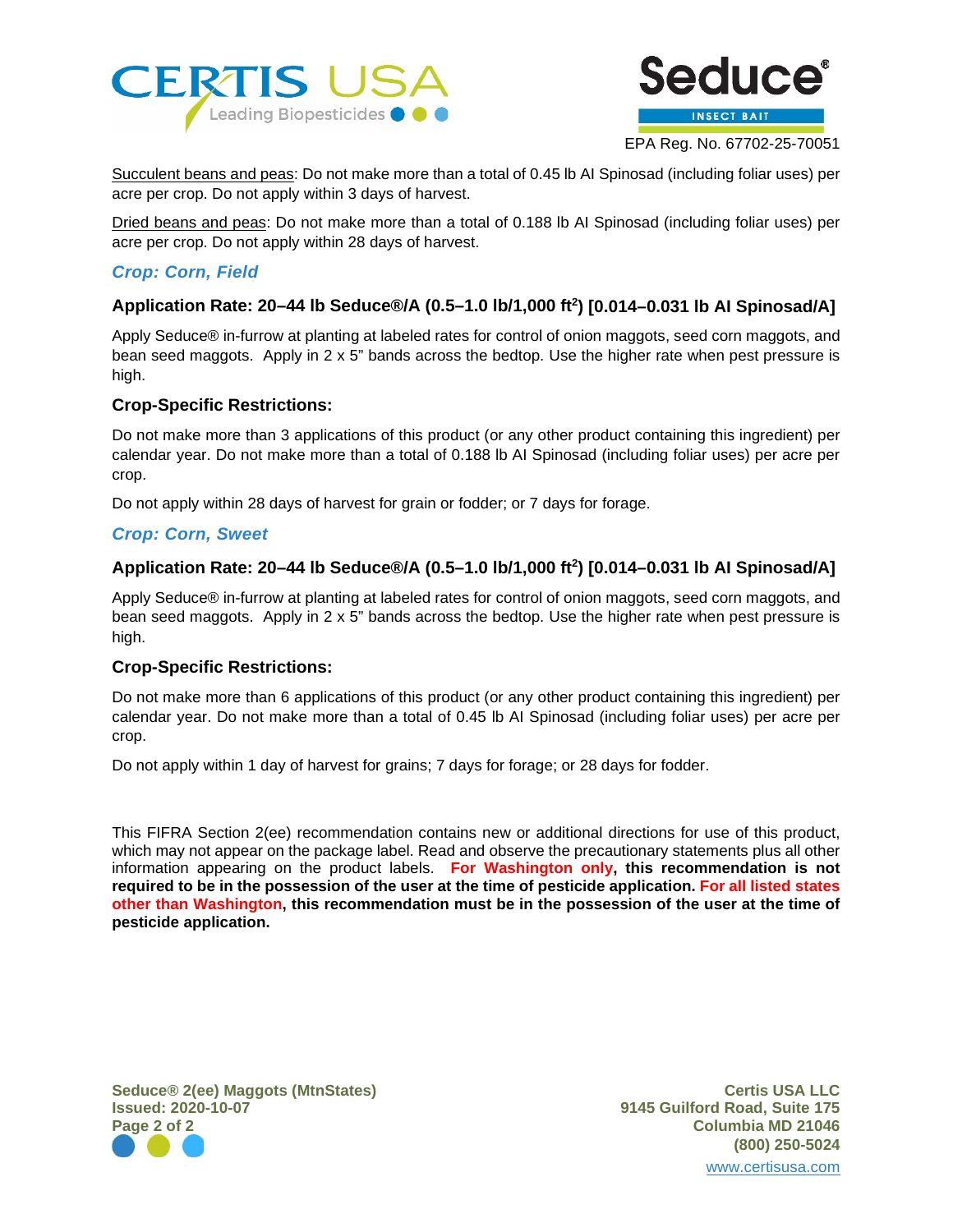Succulent beans and peas: Do not make more than a total of 0.45 lb AI Spinosad (including foliar uses) per acre per crop. Do not apply within 3 days of harvest.

Dried beans and peas: Do not make more than a total of 0.188 lb AI Spinosad (including foliar uses) per acre per crop. Do not apply within 28 days of harvest.

## *Crop: Corn, Field*

### Application Rate: 20–44 lb Seduce®/A (0.5–1.0 lb/1,000 ft$^2$) [0.014–0.031 lb AI Spinosad/A]

Apply Seduce® in-furrow at planting at labeled rates for control of onion maggots, seed corn maggots, and bean seed maggots. Apply in 2 x 5" bands across the bedtop. Use the higher rate when pest pressure is high.

### Crop-Specific Restrictions:

Do not make more than 3 applications of this product (or any other product containing this ingredient) per calendar year. Do not make more than a total of 0.188 lb AI Spinosad (including foliar uses) per acre per crop.

Do not apply within 28 days of harvest for grain or fodder; or 7 days for forage.

## *Crop: Corn, Sweet*

### Application Rate: 20–44 lb Seduce®/A (0.5–1.0 lb/1,000 ft$^2$) [0.014–0.031 lb AI Spinosad/A]

Apply Seduce® in-furrow at planting at labeled rates for control of onion maggots, seed corn maggots, and bean seed maggots. Apply in 2 x 5" bands across the bedtop. Use the higher rate when pest pressure is high.

### Crop-Specific Restrictions:

Do not make more than 6 applications of this product (or any other product containing this ingredient) per calendar year. Do not make more than a total of 0.45 lb AI Spinosad (including foliar uses) per acre per crop.

Do not apply within 1 day of harvest for grains; 7 days for forage; or 28 days for fodder.

This FIFRA Section 2(ee) recommendation contains new or additional directions for use of this product, which may not appear on the package label. Read and observe the precautionary statements plus all other information appearing on the product labels. **For Washington only, this recommendation is not required to be in the possession of the user at the time of pesticide application. For all listed states other than Washington, this recommendation must be in the possession of the user at the time of pesticide application.**

**Seduce® 2(ee) Maggots (MtnStates)**
**Issued: 2020-10-07**

**Certis USA LLC**
**9145 Guilford Road, Suite 175**
**Columbia MD 21046**
**(800) 250-5024**
www.certisusa.com